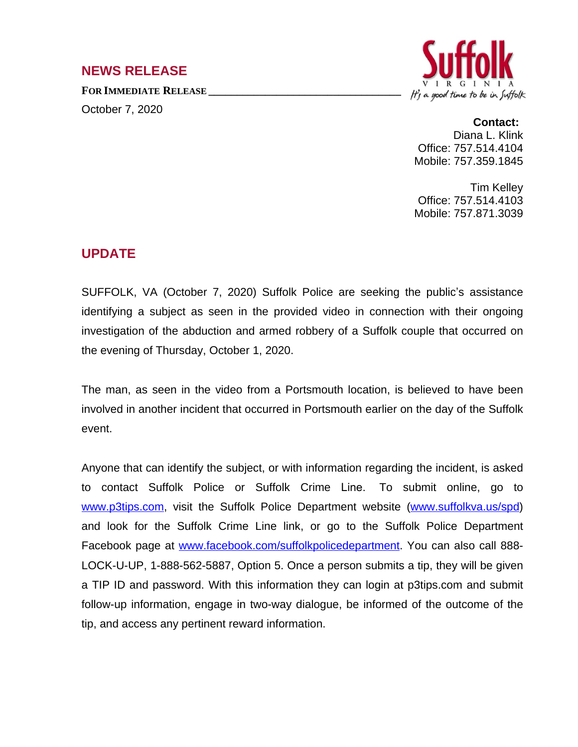## NEWS RELEASE

**FOR IMMEDIATE RELEASE**

October 7, 2020

Suffolk
VIRGINIA
*It's a good time to be in Suffolk*

**Contact:**
Diana L. Klink
Office: 757.514.4104
Mobile: 757.359.1845

Tim Kelley
Office: 757.514.4103
Mobile: 757.871.3039

## UPDATE

SUFFOLK, VA (October 7, 2020) Suffolk Police are seeking the public's assistance identifying a subject as seen in the provided video in connection with their ongoing investigation of the abduction and armed robbery of a Suffolk couple that occurred on the evening of Thursday, October 1, 2020.

The man, as seen in the video from a Portsmouth location, is believed to have been involved in another incident that occurred in Portsmouth earlier on the day of the Suffolk event.

Anyone that can identify the subject, or with information regarding the incident, is asked to contact Suffolk Police or Suffolk Crime Line. To submit online, go to www.p3tips.com, visit the Suffolk Police Department website (www.suffolkva.us/spd) and look for the Suffolk Crime Line link, or go to the Suffolk Police Department Facebook page at www.facebook.com/suffolkpolicedepartment. You can also call 888-LOCK-U-UP, 1-888-562-5887, Option 5. Once a person submits a tip, they will be given a TIP ID and password. With this information they can login at p3tips.com and submit follow-up information, engage in two-way dialogue, be informed of the outcome of the tip, and access any pertinent reward information.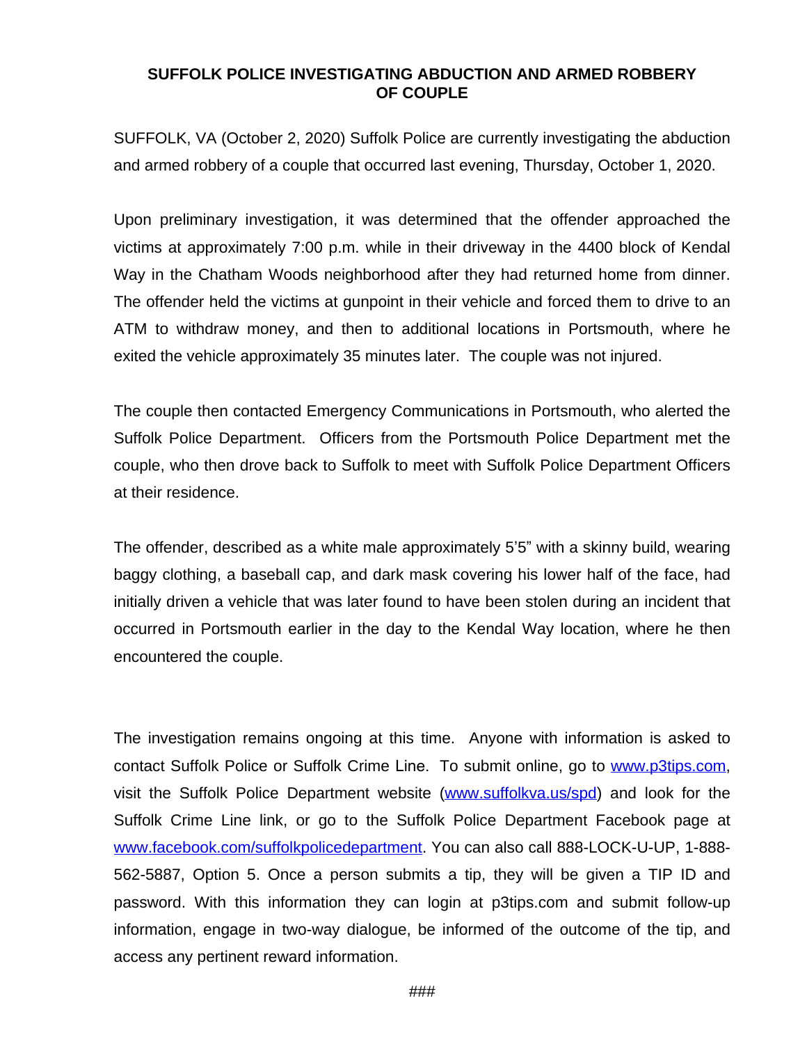**SUFFOLK POLICE INVESTIGATING ABDUCTION AND ARMED ROBBERY OF COUPLE**

SUFFOLK, VA (October 2, 2020) Suffolk Police are currently investigating the abduction and armed robbery of a couple that occurred last evening, Thursday, October 1, 2020.

Upon preliminary investigation, it was determined that the offender approached the victims at approximately 7:00 p.m. while in their driveway in the 4400 block of Kendal Way in the Chatham Woods neighborhood after they had returned home from dinner. The offender held the victims at gunpoint in their vehicle and forced them to drive to an ATM to withdraw money, and then to additional locations in Portsmouth, where he exited the vehicle approximately 35 minutes later. The couple was not injured.

The couple then contacted Emergency Communications in Portsmouth, who alerted the Suffolk Police Department. Officers from the Portsmouth Police Department met the couple, who then drove back to Suffolk to meet with Suffolk Police Department Officers at their residence.

The offender, described as a white male approximately 5'5" with a skinny build, wearing baggy clothing, a baseball cap, and dark mask covering his lower half of the face, had initially driven a vehicle that was later found to have been stolen during an incident that occurred in Portsmouth earlier in the day to the Kendal Way location, where he then encountered the couple.

The investigation remains ongoing at this time. Anyone with information is asked to contact Suffolk Police or Suffolk Crime Line. To submit online, go to [www.p3tips.com](http://www.p3tips.com), visit the Suffolk Police Department website ([www.suffolkva.us/spd](http://www.suffolkva.us/spd)) and look for the Suffolk Crime Line link, or go to the Suffolk Police Department Facebook page at [www.facebook.com/suffolkpolicedepartment](http://www.facebook.com/suffolkpolicedepartment). You can also call 888-LOCK-U-UP, 1-888-562-5887, Option 5. Once a person submits a tip, they will be given a TIP ID and password. With this information they can login at p3tips.com and submit follow-up information, engage in two-way dialogue, be informed of the outcome of the tip, and access any pertinent reward information.

###